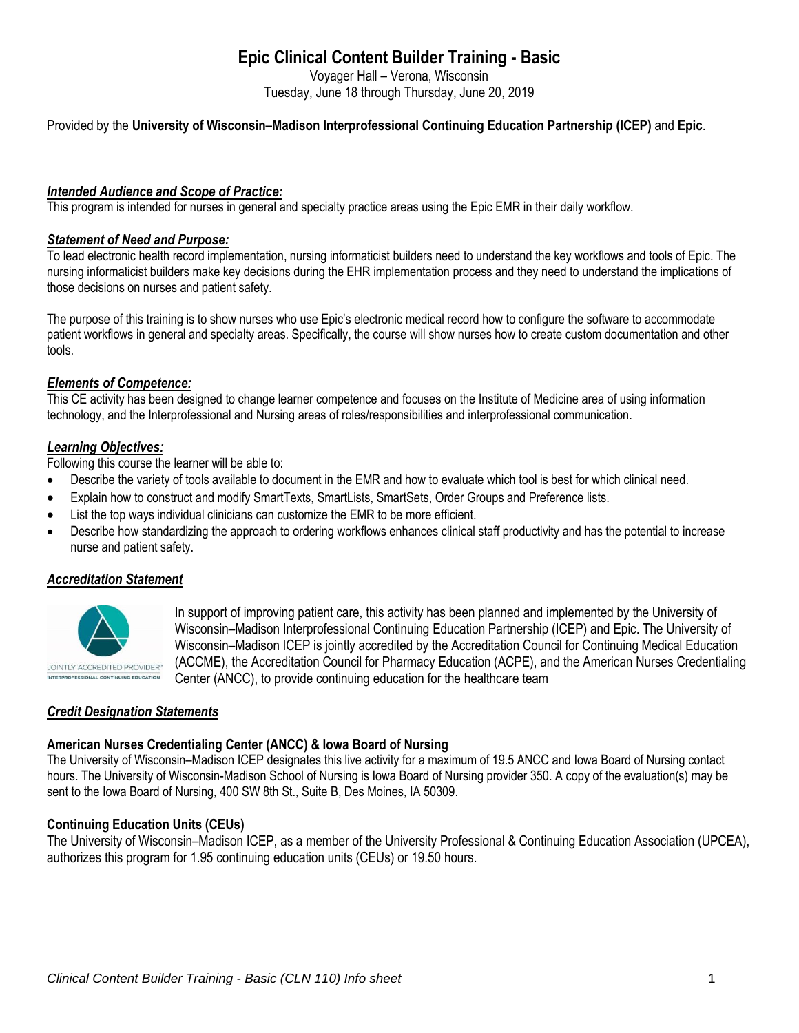# Epic Clinical Content Builder Training - Basic

Voyager Hall – Verona, Wisconsin
Tuesday, June 18 through Thursday, June 20, 2019

Provided by the **University of Wisconsin–Madison Interprofessional Continuing Education Partnership (ICEP)** and **Epic**.

## ***Intended Audience and Scope of Practice:***

This program is intended for nurses in general and specialty practice areas using the Epic EMR in their daily workflow.

## ***Statement of Need and Purpose:***

To lead electronic health record implementation, nursing informaticist builders need to understand the key workflows and tools of Epic. The nursing informaticist builders make key decisions during the EHR implementation process and they need to understand the implications of those decisions on nurses and patient safety.

The purpose of this training is to show nurses who use Epic's electronic medical record how to configure the software to accommodate patient workflows in general and specialty areas. Specifically, the course will show nurses how to create custom documentation and other tools.

## ***Elements of Competence:***

This CE activity has been designed to change learner competence and focuses on the Institute of Medicine area of using information technology, and the Interprofessional and Nursing areas of roles/responsibilities and interprofessional communication.

## ***Learning Objectives:***

Following this course the learner will be able to:

- Describe the variety of tools available to document in the EMR and how to evaluate which tool is best for which clinical need.
- Explain how to construct and modify SmartTexts, SmartLists, SmartSets, Order Groups and Preference lists.
- List the top ways individual clinicians can customize the EMR to be more efficient.
- Describe how standardizing the approach to ordering workflows enhances clinical staff productivity and has the potential to increase nurse and patient safety.

## ***Accreditation Statement***

JOINTLY ACCREDITED PROVIDER™
INTERPROFESSIONAL CONTINUING EDUCATION

In support of improving patient care, this activity has been planned and implemented by the University of Wisconsin–Madison Interprofessional Continuing Education Partnership (ICEP) and Epic. The University of Wisconsin–Madison ICEP is jointly accredited by the Accreditation Council for Continuing Medical Education (ACCME), the Accreditation Council for Pharmacy Education (ACPE), and the American Nurses Credentialing Center (ANCC), to provide continuing education for the healthcare team

## ***Credit Designation Statements***

### American Nurses Credentialing Center (ANCC) & Iowa Board of Nursing

The University of Wisconsin–Madison ICEP designates this live activity for a maximum of 19.5 ANCC and Iowa Board of Nursing contact hours. The University of Wisconsin-Madison School of Nursing is Iowa Board of Nursing provider 350. A copy of the evaluation(s) may be sent to the Iowa Board of Nursing, 400 SW 8th St., Suite B, Des Moines, IA 50309.

### Continuing Education Units (CEUs)

The University of Wisconsin–Madison ICEP, as a member of the University Professional & Continuing Education Association (UPCEA), authorizes this program for 1.95 continuing education units (CEUs) or 19.50 hours.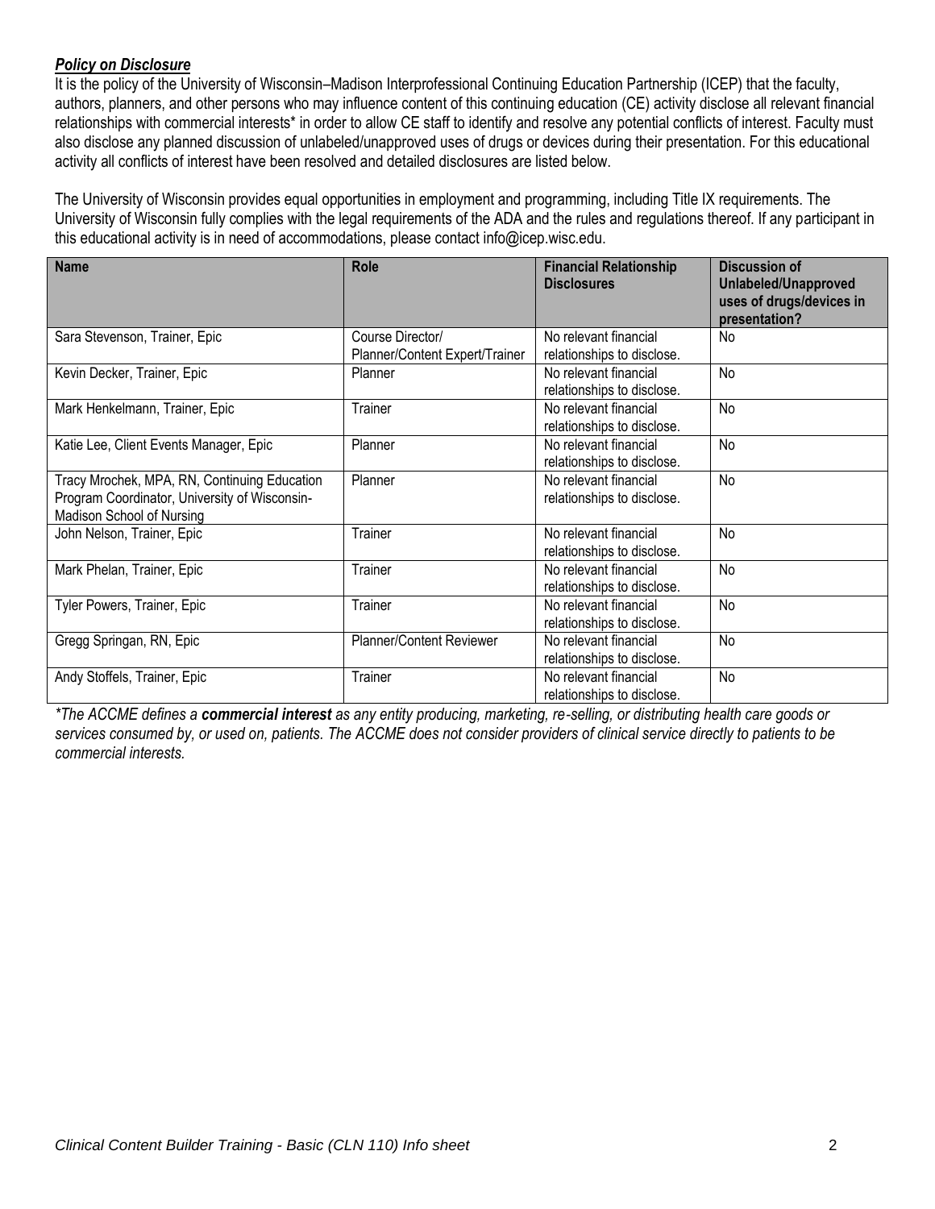***Policy on Disclosure***

It is the policy of the University of Wisconsin–Madison Interprofessional Continuing Education Partnership (ICEP) that the faculty, authors, planners, and other persons who may influence content of this continuing education (CE) activity disclose all relevant financial relationships with commercial interests* in order to allow CE staff to identify and resolve any potential conflicts of interest. Faculty must also disclose any planned discussion of unlabeled/unapproved uses of drugs or devices during their presentation. For this educational activity all conflicts of interest have been resolved and detailed disclosures are listed below.

The University of Wisconsin provides equal opportunities in employment and programming, including Title IX requirements. The University of Wisconsin fully complies with the legal requirements of the ADA and the rules and regulations thereof. If any participant in this educational activity is in need of accommodations, please contact info@icep.wisc.edu.

| Name | Role | Financial Relationship Disclosures | Discussion of Unlabeled/Unapproved uses of drugs/devices in presentation? |
|---|---|---|---|
| Sara Stevenson, Trainer, Epic | Course Director/ Planner/Content Expert/Trainer | No relevant financial relationships to disclose. | No |
| Kevin Decker, Trainer, Epic | Planner | No relevant financial relationships to disclose. | No |
| Mark Henkelmann, Trainer, Epic | Trainer | No relevant financial relationships to disclose. | No |
| Katie Lee, Client Events Manager, Epic | Planner | No relevant financial relationships to disclose. | No |
| Tracy Mrochek, MPA, RN, Continuing Education Program Coordinator, University of Wisconsin-Madison School of Nursing | Planner | No relevant financial relationships to disclose. | No |
| John Nelson, Trainer, Epic | Trainer | No relevant financial relationships to disclose. | No |
| Mark Phelan, Trainer, Epic | Trainer | No relevant financial relationships to disclose. | No |
| Tyler Powers, Trainer, Epic | Trainer | No relevant financial relationships to disclose. | No |
| Gregg Springan, RN, Epic | Planner/Content Reviewer | No relevant financial relationships to disclose. | No |
| Andy Stoffels, Trainer, Epic | Trainer | No relevant financial relationships to disclose. | No |

**The ACCME defines a* ***commercial interest*** *as any entity producing, marketing, re-selling, or distributing health care goods or services consumed by, or used on, patients. The ACCME does not consider providers of clinical service directly to patients to be commercial interests.*